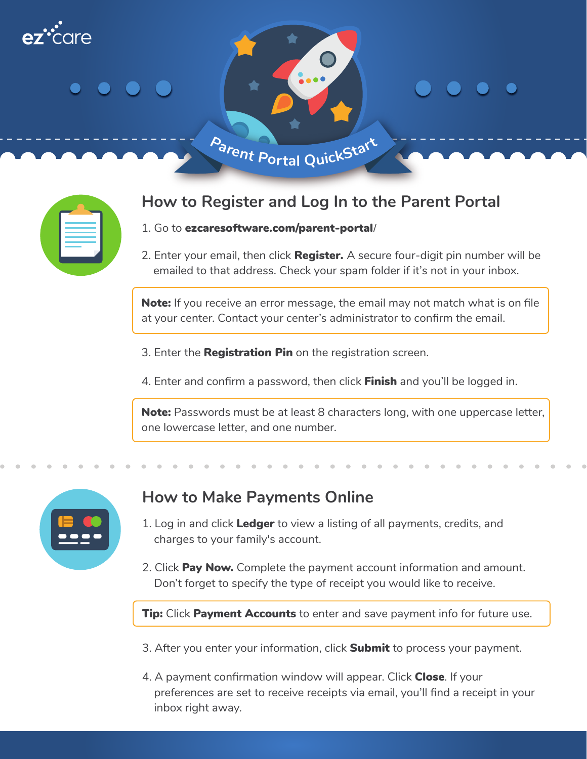ez care

# Parent Portal QuickStart

## How to Register and Log In to the Parent Portal

1. Go to **ezcaresoftware.com/parent-portal**/
2. Enter your email, then click **Register.** A secure four-digit pin number will be emailed to that address. Check your spam folder if it's not in your inbox.

**Note:** If you receive an error message, the email may not match what is on file at your center. Contact your center's administrator to confirm the email.

3. Enter the **Registration Pin** on the registration screen.
4. Enter and confirm a password, then click **Finish** and you'll be logged in.

**Note:** Passwords must be at least 8 characters long, with one uppercase letter, one lowercase letter, and one number.

## How to Make Payments Online

1. Log in and click **Ledger** to view a listing of all payments, credits, and charges to your family's account.
2. Click **Pay Now.** Complete the payment account information and amount. Don't forget to specify the type of receipt you would like to receive.

**Tip:** Click **Payment Accounts** to enter and save payment info for future use.

3. After you enter your information, click **Submit** to process your payment.
4. A payment confirmation window will appear. Click **Close**. If your preferences are set to receive receipts via email, you'll find a receipt in your inbox right away.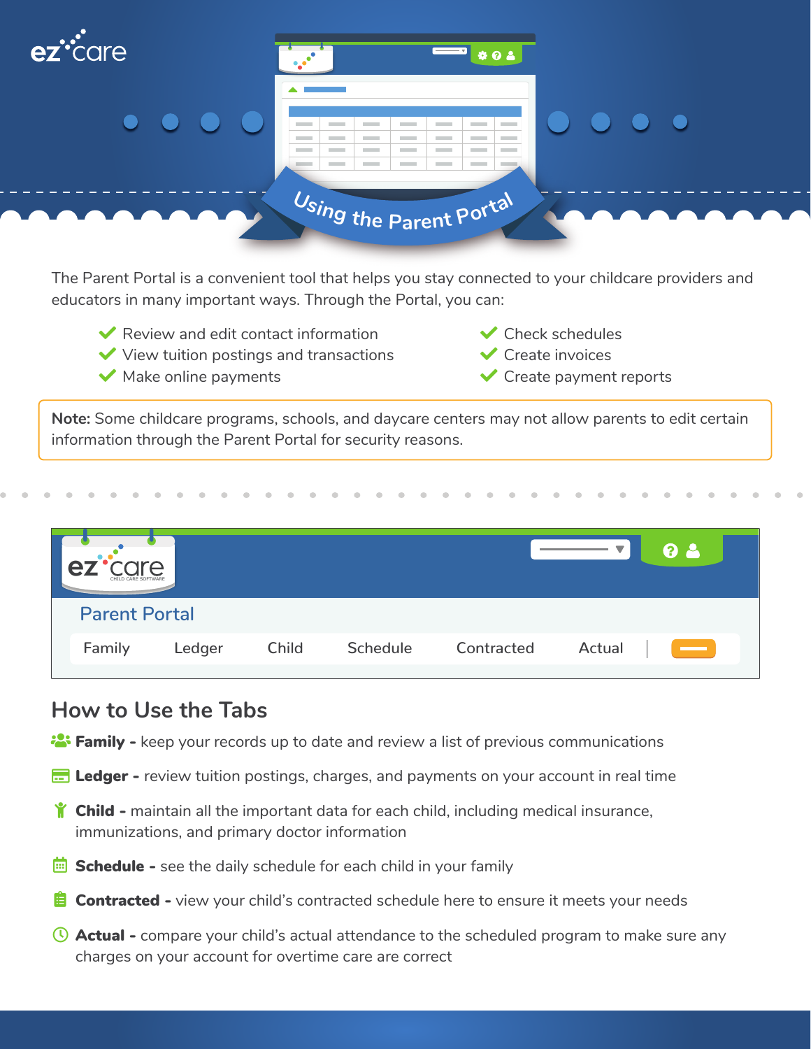# Using the Parent Portal

The Parent Portal is a convenient tool that helps you stay connected to your childcare providers and educators in many important ways. Through the Portal, you can:

- Review and edit contact information
- View tuition postings and transactions
- Make online payments
- Check schedules
- Create invoices
- Create payment reports

**Note:** Some childcare programs, schools, and daycare centers may not allow parents to edit certain information through the Parent Portal for security reasons.

Parent Portal

Family | Ledger | Child | Schedule | Contracted | Actual

## How to Use the Tabs

**Family -** keep your records up to date and review a list of previous communications

**Ledger -** review tuition postings, charges, and payments on your account in real time

**Child -** maintain all the important data for each child, including medical insurance, immunizations, and primary doctor information

**Schedule -** see the daily schedule for each child in your family

**Contracted -** view your child's contracted schedule here to ensure it meets your needs

**Actual -** compare your child's actual attendance to the scheduled program to make sure any charges on your account for overtime care are correct